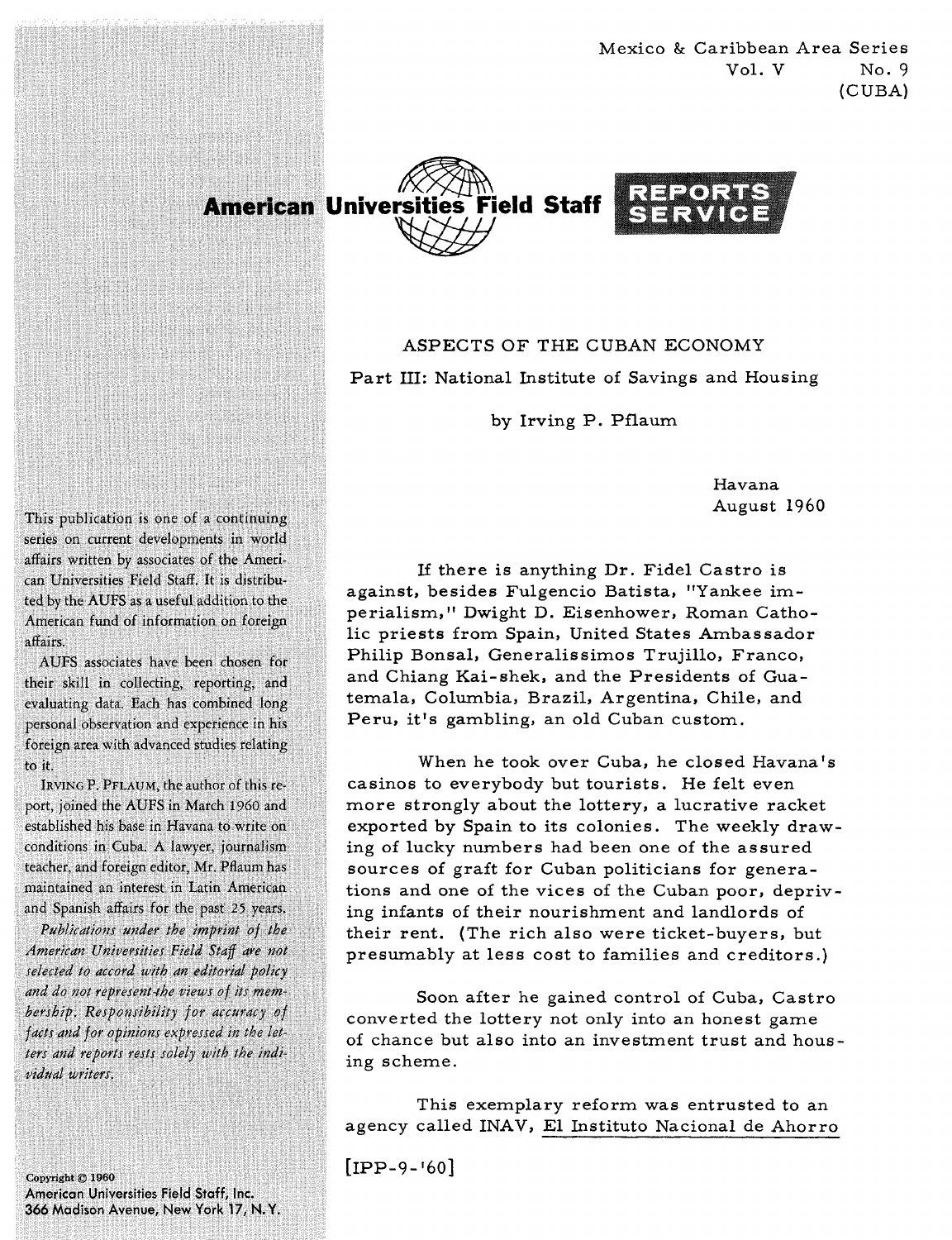Mexico & Caribbean Area Series
Vol. V No. 9
(CUBA)

American Universities Field Staff REPORTS SERVICE

This publication is one of a continuing series on current developments in world affairs written by associates of the American Universities Field Staff. It is distributed by the AUFS as a useful addition to the American fund of information on foreign affairs.

AUFS associates have been chosen for their skill in collecting, reporting, and evaluating data. Each has combined long personal observation and experience in his foreign area with advanced studies relating to it.

IRVING P. PFLAUM, the author of this report, joined the AUFS in March 1960 and established his base in Havana to write on conditions in Cuba. A lawyer, journalism teacher, and foreign editor, Mr. Pflaum has maintained an interest in Latin American and Spanish affairs for the past 25 years.

*Publications under the imprint of the American Universities Field Staff are not selected to accord with an editorial policy and do not represent the views of its membership. Responsibility for accuracy of facts and for opinions expressed in the letters and reports rests solely with the individual writers.*

Copyright © 1960
American Universities Field Staff, Inc.
366 Madison Avenue, New York 17, N.Y.

# ASPECTS OF THE CUBAN ECONOMY

## Part III: National Institute of Savings and Housing

by Irving P. Pflaum

Havana
August 1960

If there is anything Dr. Fidel Castro is against, besides Fulgencio Batista, "Yankee imperialism," Dwight D. Eisenhower, Roman Catholic priests from Spain, United States Ambassador Philip Bonsal, Generalissimos Trujillo, Franco, and Chiang Kai-shek, and the Presidents of Guatemala, Columbia, Brazil, Argentina, Chile, and Peru, it's gambling, an old Cuban custom.

When he took over Cuba, he closed Havana's casinos to everybody but tourists. He felt even more strongly about the lottery, a lucrative racket exported by Spain to its colonies. The weekly drawing of lucky numbers had been one of the assured sources of graft for Cuban politicians for generations and one of the vices of the Cuban poor, depriving infants of their nourishment and landlords of their rent. (The rich also were ticket-buyers, but presumably at less cost to families and creditors.)

Soon after he gained control of Cuba, Castro converted the lottery not only into an honest game of chance but also into an investment trust and housing scheme.

This exemplary reform was entrusted to an agency called INAV, El Instituto Nacional de Ahorro

[IPP-9-'60]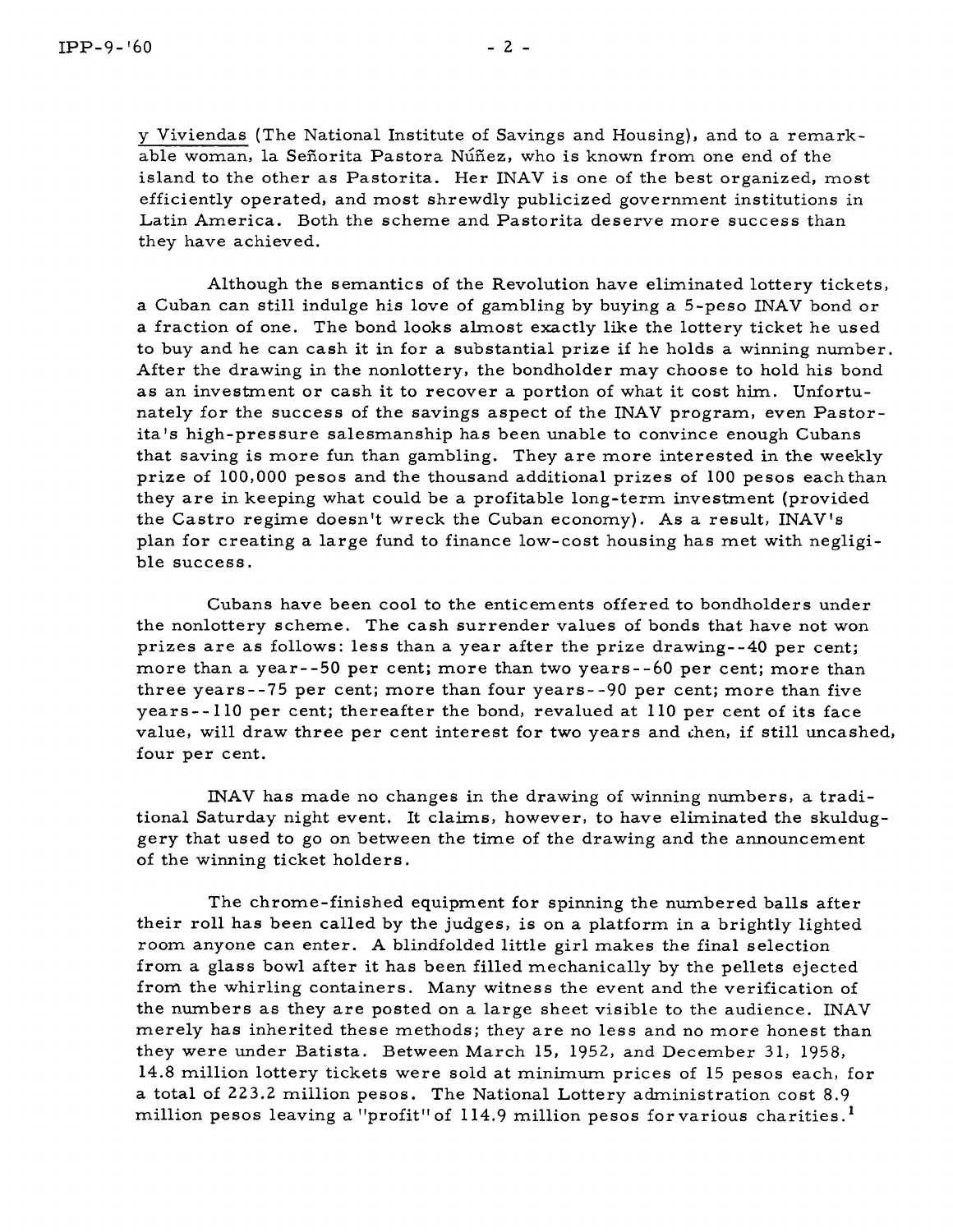y Viviendas (The National Institute of Savings and Housing), and to a remarkable woman, la Señorita Pastora Núñez, who is known from one end of the island to the other as Pastorita. Her INAV is one of the best organized, most efficiently operated, and most shrewdly publicized government institutions in Latin America. Both the scheme and Pastorita deserve more success than they have achieved.

Although the semantics of the Revolution have eliminated lottery tickets, a Cuban can still indulge his love of gambling by buying a 5-peso INAV bond or a fraction of one. The bond looks almost exactly like the lottery ticket he used to buy and he can cash it in for a substantial prize if he holds a winning number. After the drawing in the nonlottery, the bondholder may choose to hold his bond as an investment or cash it to recover a portion of what it cost him. Unfortunately for the success of the savings aspect of the INAV program, even Pastorita's high-pressure salesmanship has been unable to convince enough Cubans that saving is more fun than gambling. They are more interested in the weekly prize of 100,000 pesos and the thousand additional prizes of 100 pesos each than they are in keeping what could be a profitable long-term investment (provided the Castro regime doesn't wreck the Cuban economy). As a result, INAV's plan for creating a large fund to finance low-cost housing has met with negligible success.

Cubans have been cool to the enticements offered to bondholders under the nonlottery scheme. The cash surrender values of bonds that have not won prizes are as follows: less than a year after the prize drawing--40 per cent; more than a year--50 per cent; more than two years--60 per cent; more than three years--75 per cent; more than four years--90 per cent; more than five years--110 per cent; thereafter the bond, revalued at 110 per cent of its face value, will draw three per cent interest for two years and then, if still uncashed, four per cent.

INAV has made no changes in the drawing of winning numbers, a traditional Saturday night event. It claims, however, to have eliminated the skulduggery that used to go on between the time of the drawing and the announcement of the winning ticket holders.

The chrome-finished equipment for spinning the numbered balls after their roll has been called by the judges, is on a platform in a brightly lighted room anyone can enter. A blindfolded little girl makes the final selection from a glass bowl after it has been filled mechanically by the pellets ejected from the whirling containers. Many witness the event and the verification of the numbers as they are posted on a large sheet visible to the audience. INAV merely has inherited these methods; they are no less and no more honest than they were under Batista. Between March 15, 1952, and December 31, 1958, 14.8 million lottery tickets were sold at minimum prices of 15 pesos each, for a total of 223.2 million pesos. The National Lottery administration cost 8.9 million pesos leaving a "profit" of 114.9 million pesos for various charities.[1]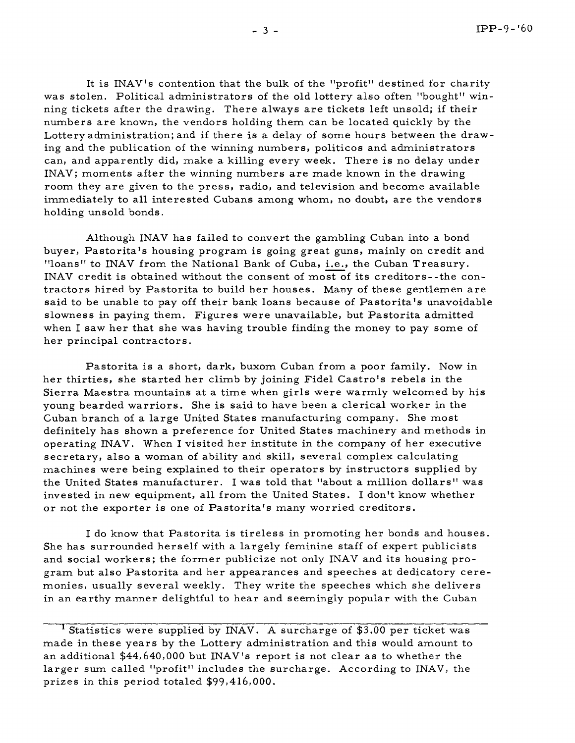It is INAV's contention that the bulk of the "profit" destined for charity was stolen. Political administrators of the old lottery also often "bought" winning tickets after the drawing. There always are tickets left unsold; if their numbers are known, the vendors holding them can be located quickly by the Lottery administration; and if there is a delay of some hours between the drawing and the publication of the winning numbers, politicos and administrators can, and apparently did, make a killing every week. There is no delay under INAV; moments after the winning numbers are made known in the drawing room they are given to the press, radio, and television and become available immediately to all interested Cubans among whom, no doubt, are the vendors holding unsold bonds.

Although INAV has failed to convert the gambling Cuban into a bond buyer, Pastorita's housing program is going great guns, mainly on credit and "loans" to INAV from the National Bank of Cuba, i.e., the Cuban Treasury. INAV credit is obtained without the consent of most of its creditors--the contractors hired by Pastorita to build her houses. Many of these gentlemen are said to be unable to pay off their bank loans because of Pastorita's unavoidable slowness in paying them. Figures were unavailable, but Pastorita admitted when I saw her that she was having trouble finding the money to pay some of her principal contractors.

Pastorita is a short, dark, buxom Cuban from a poor family. Now in her thirties, she started her climb by joining Fidel Castro's rebels in the Sierra Maestra mountains at a time when girls were warmly welcomed by his young bearded warriors. She is said to have been a clerical worker in the Cuban branch of a large United States manufacturing company. She most definitely has shown a preference for United States machinery and methods in operating INAV. When I visited her institute in the company of her executive secretary, also a woman of ability and skill, several complex calculating machines were being explained to their operators by instructors supplied by the United States manufacturer. I was told that "about a million dollars" was invested in new equipment, all from the United States. I don't know whether or not the exporter is one of Pastorita's many worried creditors.

I do know that Pastorita is tireless in promoting her bonds and houses. She has surrounded herself with a largely feminine staff of expert publicists and social workers; the former publicize not only INAV and its housing program but also Pastorita and her appearances and speeches at dedicatory ceremonies, usually several weekly. They write the speeches which she delivers in an earthy manner delightful to hear and seemingly popular with the Cuban

---

[1] Statistics were supplied by INAV. A surcharge of $3.00 per ticket was made in these years by the Lottery administration and this would amount to an additional $44,640,000 but INAV's report is not clear as to whether the larger sum called "profit" includes the surcharge. According to INAV, the prizes in this period totaled $99,416,000.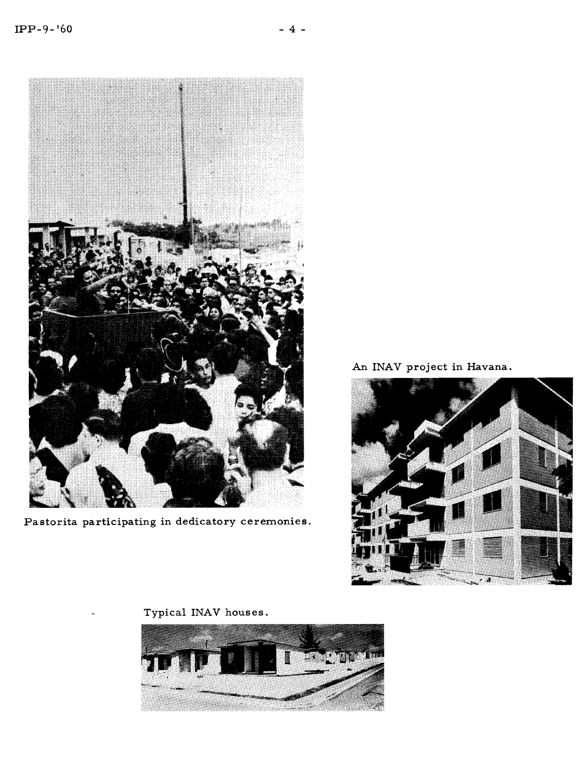Pastorita participating in dedicatory ceremonies.

An INAV project in Havana.

Typical INAV houses.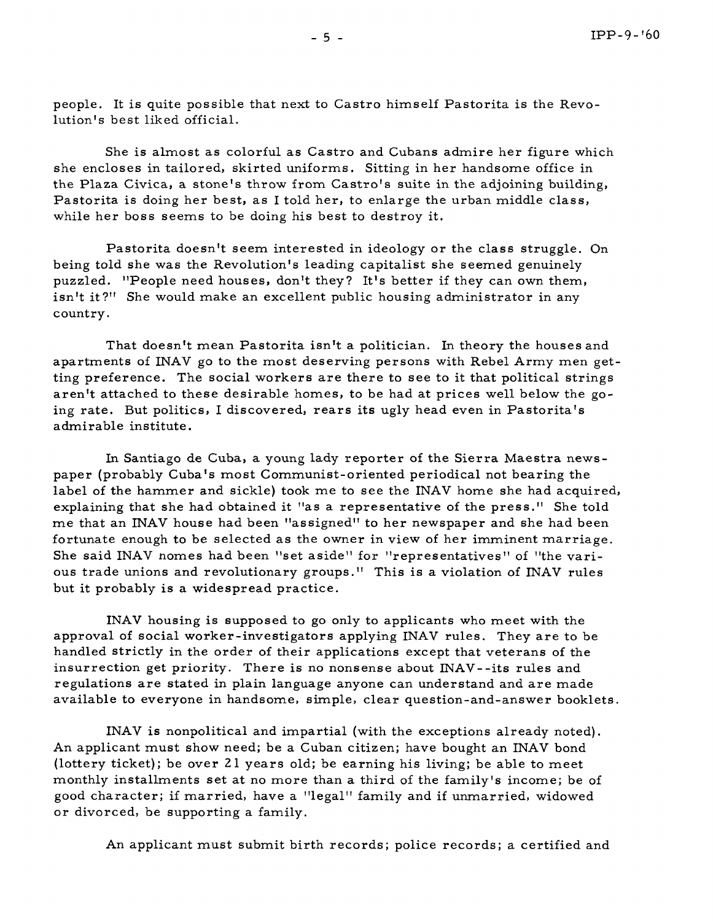people. It is quite possible that next to Castro himself Pastorita is the Revolution's best liked official.

She is almost as colorful as Castro and Cubans admire her figure which she encloses in tailored, skirted uniforms. Sitting in her handsome office in the Plaza Civica, a stone's throw from Castro's suite in the adjoining building, Pastorita is doing her best, as I told her, to enlarge the urban middle class, while her boss seems to be doing his best to destroy it.

Pastorita doesn't seem interested in ideology or the class struggle. On being told she was the Revolution's leading capitalist she seemed genuinely puzzled. "People need houses, don't they? It's better if they can own them, isn't it?" She would make an excellent public housing administrator in any country.

That doesn't mean Pastorita isn't a politician. In theory the houses and apartments of INAV go to the most deserving persons with Rebel Army men getting preference. The social workers are there to see to it that political strings aren't attached to these desirable homes, to be had at prices well below the going rate. But politics, I discovered, rears its ugly head even in Pastorita's admirable institute.

In Santiago de Cuba, a young lady reporter of the Sierra Maestra newspaper (probably Cuba's most Communist-oriented periodical not bearing the label of the hammer and sickle) took me to see the INAV home she had acquired, explaining that she had obtained it "as a representative of the press." She told me that an INAV house had been "assigned" to her newspaper and she had been fortunate enough to be selected as the owner in view of her imminent marriage. She said INAV nomes had been "set aside" for "representatives" of "the various trade unions and revolutionary groups." This is a violation of INAV rules but it probably is a widespread practice.

INAV housing is supposed to go only to applicants who meet with the approval of social worker-investigators applying INAV rules. They are to be handled strictly in the order of their applications except that veterans of the insurrection get priority. There is no nonsense about INAV--its rules and regulations are stated in plain language anyone can understand and are made available to everyone in handsome, simple, clear question-and-answer booklets.

INAV is nonpolitical and impartial (with the exceptions already noted). An applicant must show need; be a Cuban citizen; have bought an INAV bond (lottery ticket); be over 21 years old; be earning his living; be able to meet monthly installments set at no more than a third of the family's income; be of good character; if married, have a "legal" family and if unmarried, widowed or divorced, be supporting a family.

An applicant must submit birth records; police records; a certified and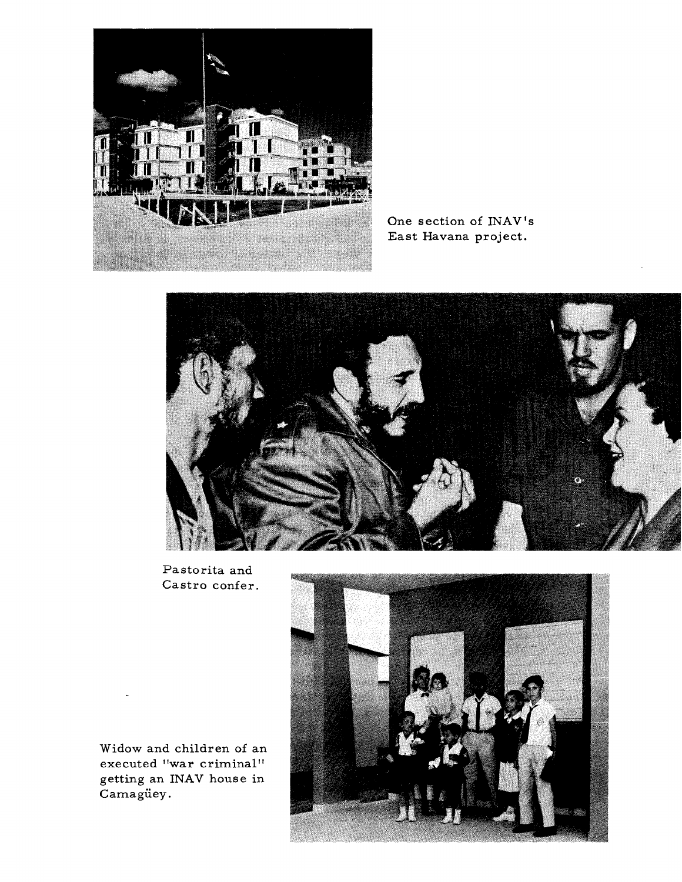One section of INAV's East Havana project.

Pastorita and Castro confer.

Widow and children of an executed "war criminal" getting an INAV house in Camagüey.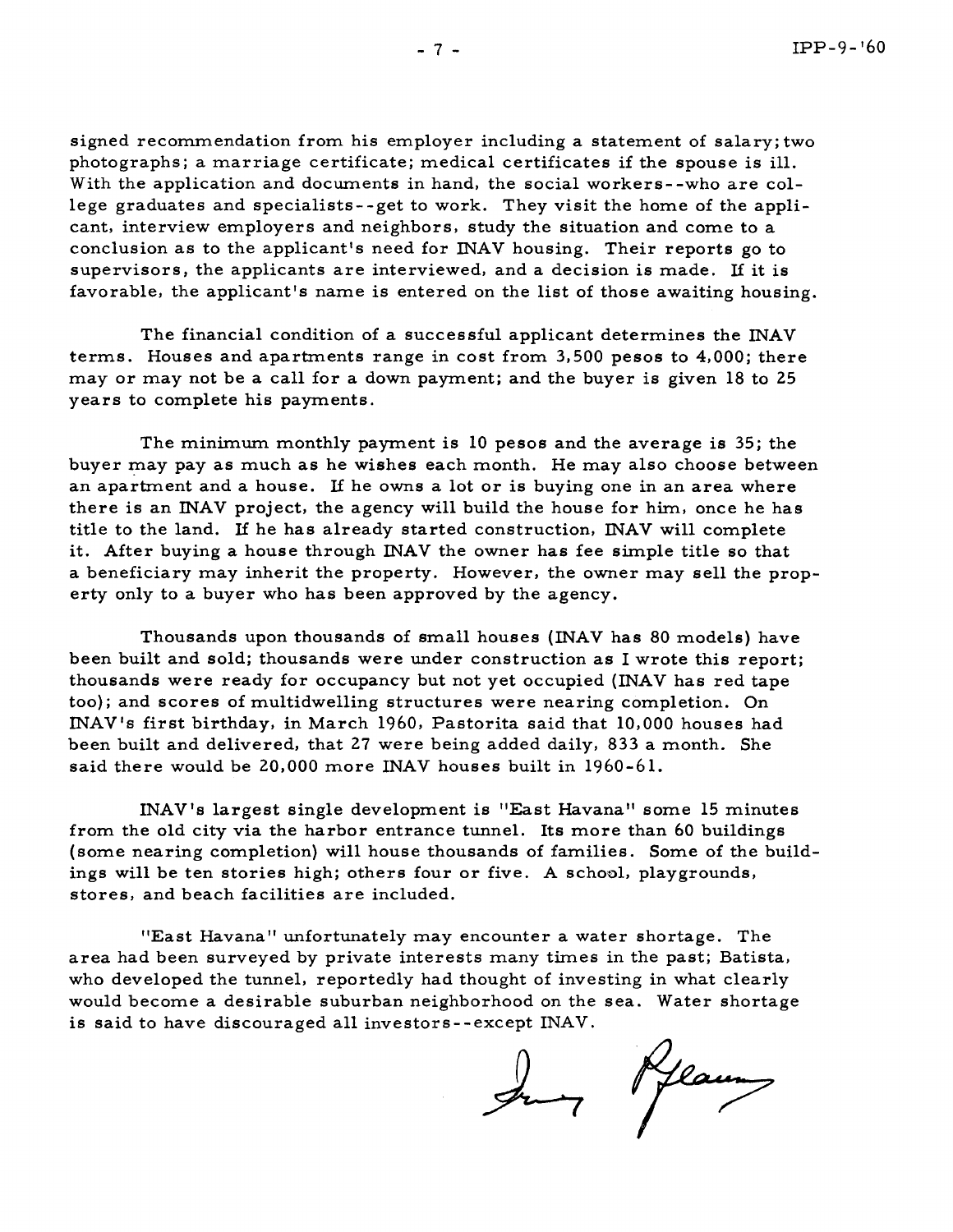signed recommendation from his employer including a statement of salary; two photographs; a marriage certificate; medical certificates if the spouse is ill. With the application and documents in hand, the social workers--who are college graduates and specialists--get to work. They visit the home of the applicant, interview employers and neighbors, study the situation and come to a conclusion as to the applicant's need for INAV housing. Their reports go to supervisors, the applicants are interviewed, and a decision is made. If it is favorable, the applicant's name is entered on the list of those awaiting housing.

The financial condition of a successful applicant determines the INAV terms. Houses and apartments range in cost from 3,500 pesos to 4,000; there may or may not be a call for a down payment; and the buyer is given 18 to 25 years to complete his payments.

The minimum monthly payment is 10 pesos and the average is 35; the buyer may pay as much as he wishes each month. He may also choose between an apartment and a house. If he owns a lot or is buying one in an area where there is an INAV project, the agency will build the house for him, once he has title to the land. If he has already started construction, INAV will complete it. After buying a house through INAV the owner has fee simple title so that a beneficiary may inherit the property. However, the owner may sell the property only to a buyer who has been approved by the agency.

Thousands upon thousands of small houses (INAV has 80 models) have been built and sold; thousands were under construction as I wrote this report; thousands were ready for occupancy but not yet occupied (INAV has red tape too); and scores of multidwelling structures were nearing completion. On INAV's first birthday, in March 1960, Pastorita said that 10,000 houses had been built and delivered, that 27 were being added daily, 833 a month. She said there would be 20,000 more INAV houses built in 1960-61.

INAV's largest single development is "East Havana" some 15 minutes from the old city via the harbor entrance tunnel. Its more than 60 buildings (some nearing completion) will house thousands of families. Some of the buildings will be ten stories high; others four or five. A school, playgrounds, stores, and beach facilities are included.

"East Havana" unfortunately may encounter a water shortage. The area had been surveyed by private interests many times in the past; Batista, who developed the tunnel, reportedly had thought of investing in what clearly would become a desirable suburban neighborhood on the sea. Water shortage is said to have discouraged all investors--except INAV.